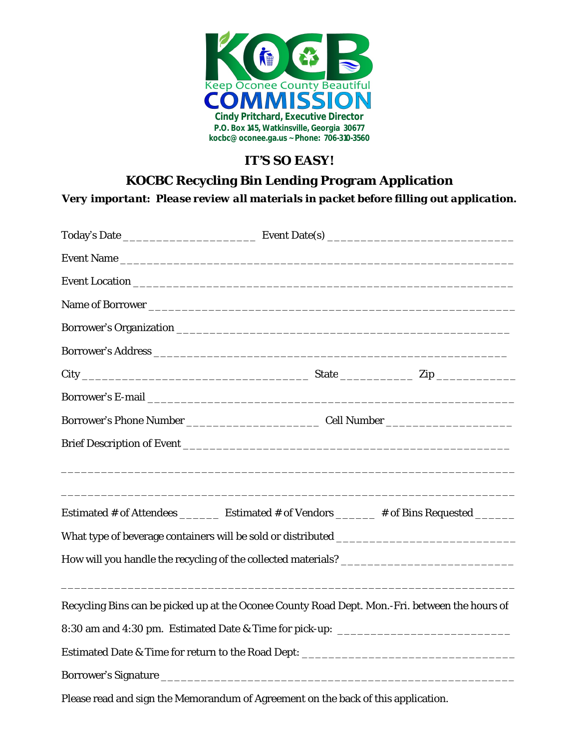Keep Oconee County Beautiful

**COMMISSION**

**Cindy Pritchard, Executive Director**
**P.O. Box 145, Watkinsville, Georgia 30677**
**kocbc@ oconee.ga.us ~ Phone: 706-310-3560**

## IT'S SO EASY!

## KOCBC Recycling Bin Lending Program Application

***Very important: Please review all materials in packet before filling out application.***

Today's Date ____________________ Event Date(s) ____________________________

Event Name ___________________________________________________________

Event Location _________________________________________________________

Name of Borrower ______________________________________________________

Borrower's Organization _________________________________________________

Borrower's Address _____________________________________________________

City _________________________________ State ___________ Zip ____________

Borrower's E-mail _______________________________________________________

Borrower's Phone Number ____________________ Cell Number ___________________

Brief Description of Event _________________________________________________

_________________________________________________________________________

_________________________________________________________________________

Estimated # of Attendees ______ Estimated # of Vendors ______ # of Bins Requested ______

What type of beverage containers will be sold or distributed __________________________

How will you handle the recycling of the collected materials? _________________________

_________________________________________________________________________

Recycling Bins can be picked up at the Oconee County Road Dept. Mon.-Fri. between the hours of 8:30 am and 4:30 pm. Estimated Date & Time for pick-up: ___________________________

Estimated Date & Time for return to the Road Dept: _________________________________

Borrower's Signature _____________________________________________________

Please read and sign the Memorandum of Agreement on the back of this application.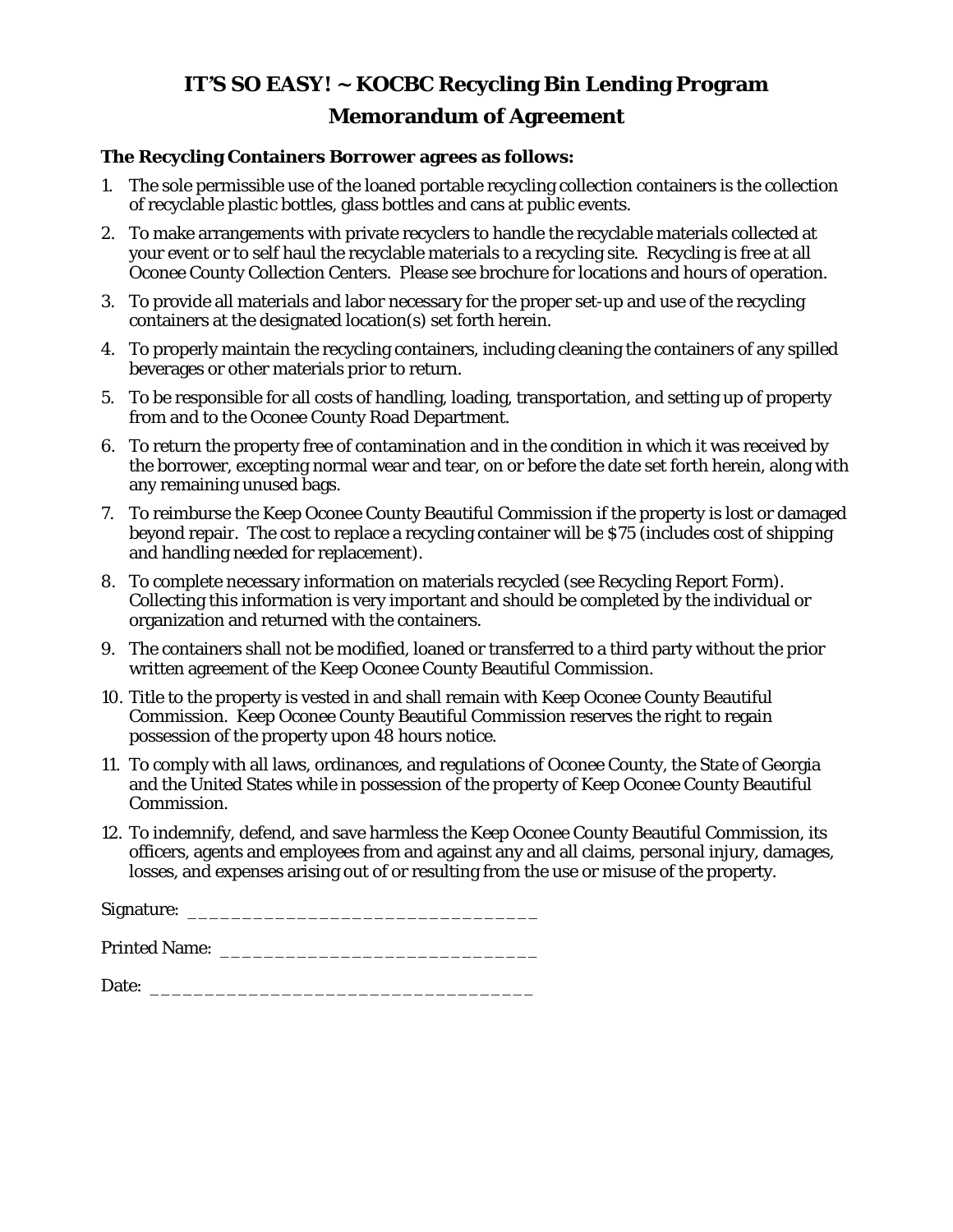# IT'S SO EASY! ~ KOCBC Recycling Bin Lending Program

## Memorandum of Agreement

**The Recycling Containers Borrower agrees as follows:**

1. The sole permissible use of the loaned portable recycling collection containers is the collection of recyclable plastic bottles, glass bottles and cans at public events.
2. To make arrangements with private recyclers to handle the recyclable materials collected at your event or to self haul the recyclable materials to a recycling site. Recycling is free at all Oconee County Collection Centers. Please see brochure for locations and hours of operation.
3. To provide all materials and labor necessary for the proper set-up and use of the recycling containers at the designated location(s) set forth herein.
4. To properly maintain the recycling containers, including cleaning the containers of any spilled beverages or other materials prior to return.
5. To be responsible for all costs of handling, loading, transportation, and setting up of property from and to the Oconee County Road Department.
6. To return the property free of contamination and in the condition in which it was received by the borrower, excepting normal wear and tear, on or before the date set forth herein, along with any remaining unused bags.
7. To reimburse the Keep Oconee County Beautiful Commission if the property is lost or damaged beyond repair. The cost to replace a recycling container will be $75 (includes cost of shipping and handling needed for replacement).
8. To complete necessary information on materials recycled (see Recycling Report Form). Collecting this information is very important and should be completed by the individual or organization and returned with the containers.
9. The containers shall not be modified, loaned or transferred to a third party without the prior written agreement of the Keep Oconee County Beautiful Commission.
10. Title to the property is vested in and shall remain with Keep Oconee County Beautiful Commission. Keep Oconee County Beautiful Commission reserves the right to regain possession of the property upon 48 hours notice.
11. To comply with all laws, ordinances, and regulations of Oconee County, the State of Georgia and the United States while in possession of the property of Keep Oconee County Beautiful Commission.
12. To indemnify, defend, and save harmless the Keep Oconee County Beautiful Commission, its officers, agents and employees from and against any and all claims, personal injury, damages, losses, and expenses arising out of or resulting from the use or misuse of the property.

Signature: _________________________________

Printed Name: ______________________________

Date: ____________________________________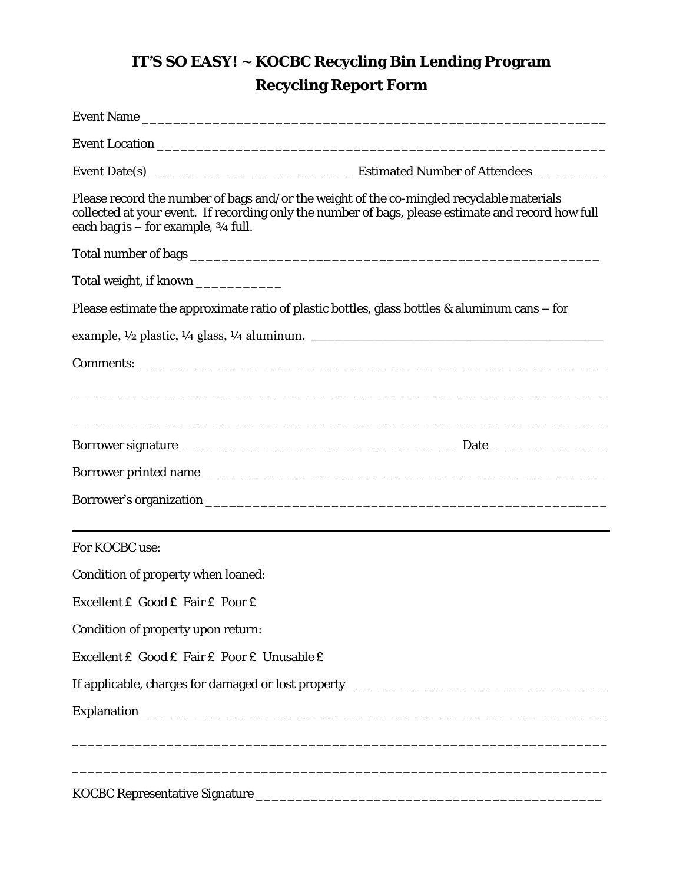# IT'S SO EASY! ~ KOCBC Recycling Bin Lending Program
## Recycling Report Form

Event Name ___________________________________________________________

Event Location ___________________________________________________________

Event Date(s) ___________________________ Estimated Number of Attendees _________

Please record the number of bags and/or the weight of the co-mingled recyclable materials collected at your event. If recording only the number of bags, please estimate and record how full each bag is – for example, ¾ full.

Total number of bags ___________________________________________________

Total weight, if known ___________

Please estimate the approximate ratio of plastic bottles, glass bottles & aluminum cans – for example, ½ plastic, ¼ glass, ¼ aluminum. ___________________________________________

Comments: ___________________________________________________________

_____________________________________________________________________

_____________________________________________________________________

Borrower signature ____________________________________ Date _______________

Borrower printed name ____________________________________________________

Borrower's organization ___________________________________________________

---

For KOCBC use:

Condition of property when loaned:

Excellent £ Good £ Fair £ Poor £

Condition of property upon return:

Excellent £ Good £ Fair £ Poor £ Unusable £

If applicable, charges for damaged or lost property __________________________________

Explanation ___________________________________________________________

_____________________________________________________________________

_____________________________________________________________________

KOCBC Representative Signature _____________________________________________